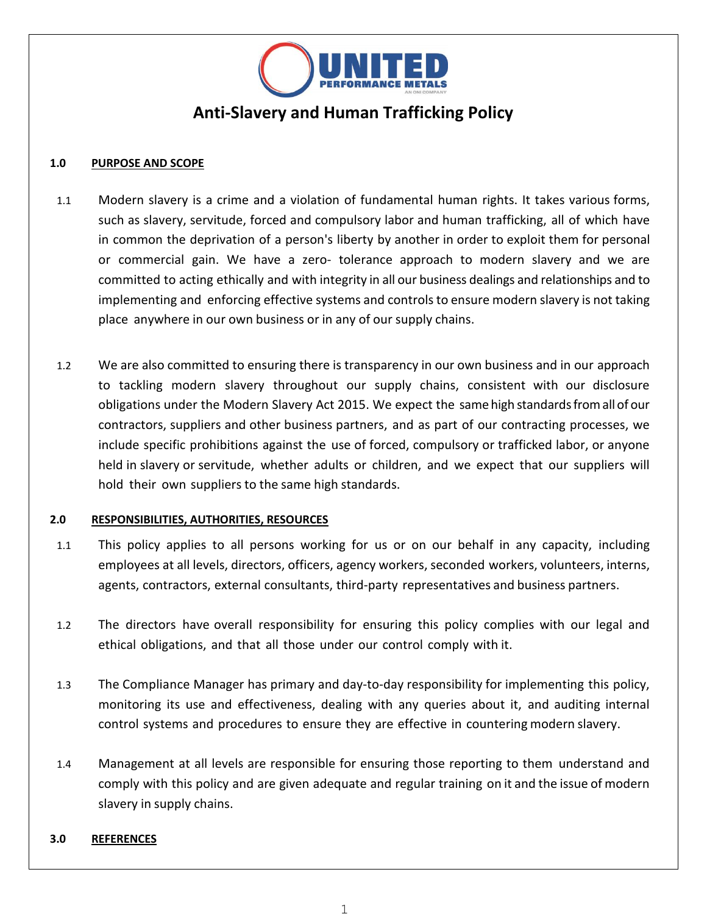# Anti-Slavery and Human Trafficking Policy

## 1.0 PURPOSE AND SCOPE

1.1 Modern slavery is a crime and a violation of fundamental human rights. It takes various forms, such as slavery, servitude, forced and compulsory labor and human trafficking, all of which have in common the deprivation of a person's liberty by another in order to exploit them for personal or commercial gain. We have a zero- tolerance approach to modern slavery and we are committed to acting ethically and with integrity in all our business dealings and relationships and to implementing and enforcing effective systems and controls to ensure modern slavery is not taking place anywhere in our own business or in any of our supply chains.

1.2 We are also committed to ensuring there is transparency in our own business and in our approach to tackling modern slavery throughout our supply chains, consistent with our disclosure obligations under the Modern Slavery Act 2015. We expect the same high standards from all of our contractors, suppliers and other business partners, and as part of our contracting processes, we include specific prohibitions against the use of forced, compulsory or trafficked labor, or anyone held in slavery or servitude, whether adults or children, and we expect that our suppliers will hold their own suppliers to the same high standards.

## 2.0 RESPONSIBILITIES, AUTHORITIES, RESOURCES

1.1 This policy applies to all persons working for us or on our behalf in any capacity, including employees at all levels, directors, officers, agency workers, seconded workers, volunteers, interns, agents, contractors, external consultants, third-party representatives and business partners.

1.2 The directors have overall responsibility for ensuring this policy complies with our legal and ethical obligations, and that all those under our control comply with it.

1.3 The Compliance Manager has primary and day-to-day responsibility for implementing this policy, monitoring its use and effectiveness, dealing with any queries about it, and auditing internal control systems and procedures to ensure they are effective in countering modern slavery.

1.4 Management at all levels are responsible for ensuring those reporting to them understand and comply with this policy and are given adequate and regular training on it and the issue of modern slavery in supply chains.

## 3.0 REFERENCES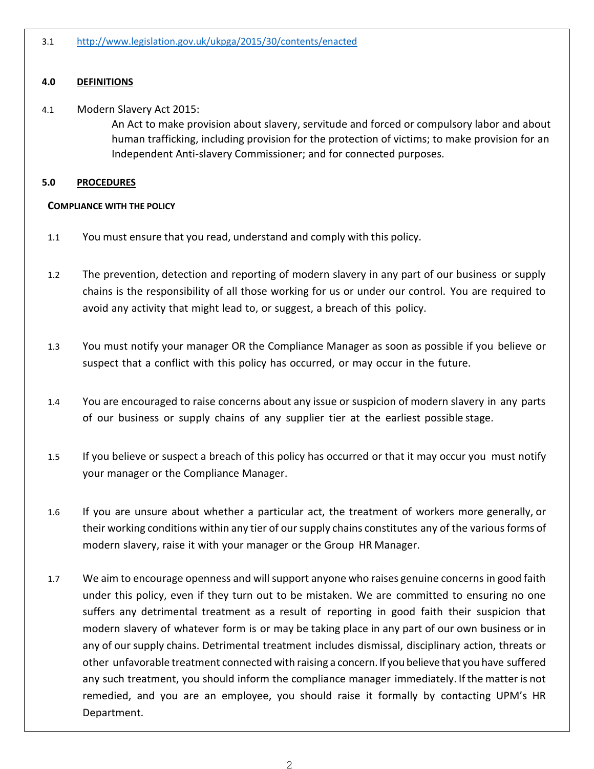3.1 http://www.legislation.gov.uk/ukpga/2015/30/contents/enacted

## 4.0 DEFINITIONS

4.1 Modern Slavery Act 2015:

An Act to make provision about slavery, servitude and forced or compulsory labor and about human trafficking, including provision for the protection of victims; to make provision for an Independent Anti-slavery Commissioner; and for connected purposes.

## 5.0 PROCEDURES

### COMPLIANCE WITH THE POLICY

1.1 You must ensure that you read, understand and comply with this policy.

1.2 The prevention, detection and reporting of modern slavery in any part of our business or supply chains is the responsibility of all those working for us or under our control. You are required to avoid any activity that might lead to, or suggest, a breach of this policy.

1.3 You must notify your manager OR the Compliance Manager as soon as possible if you believe or suspect that a conflict with this policy has occurred, or may occur in the future.

1.4 You are encouraged to raise concerns about any issue or suspicion of modern slavery in any parts of our business or supply chains of any supplier tier at the earliest possible stage.

1.5 If you believe or suspect a breach of this policy has occurred or that it may occur you must notify your manager or the Compliance Manager.

1.6 If you are unsure about whether a particular act, the treatment of workers more generally, or their working conditions within any tier of our supply chains constitutes any of the various forms of modern slavery, raise it with your manager or the Group HR Manager.

1.7 We aim to encourage openness and will support anyone who raises genuine concerns in good faith under this policy, even if they turn out to be mistaken. We are committed to ensuring no one suffers any detrimental treatment as a result of reporting in good faith their suspicion that modern slavery of whatever form is or may be taking place in any part of our own business or in any of our supply chains. Detrimental treatment includes dismissal, disciplinary action, threats or other unfavorable treatment connected with raising a concern. If you believe that you have suffered any such treatment, you should inform the compliance manager immediately. If the matter is not remedied, and you are an employee, you should raise it formally by contacting UPM's HR Department.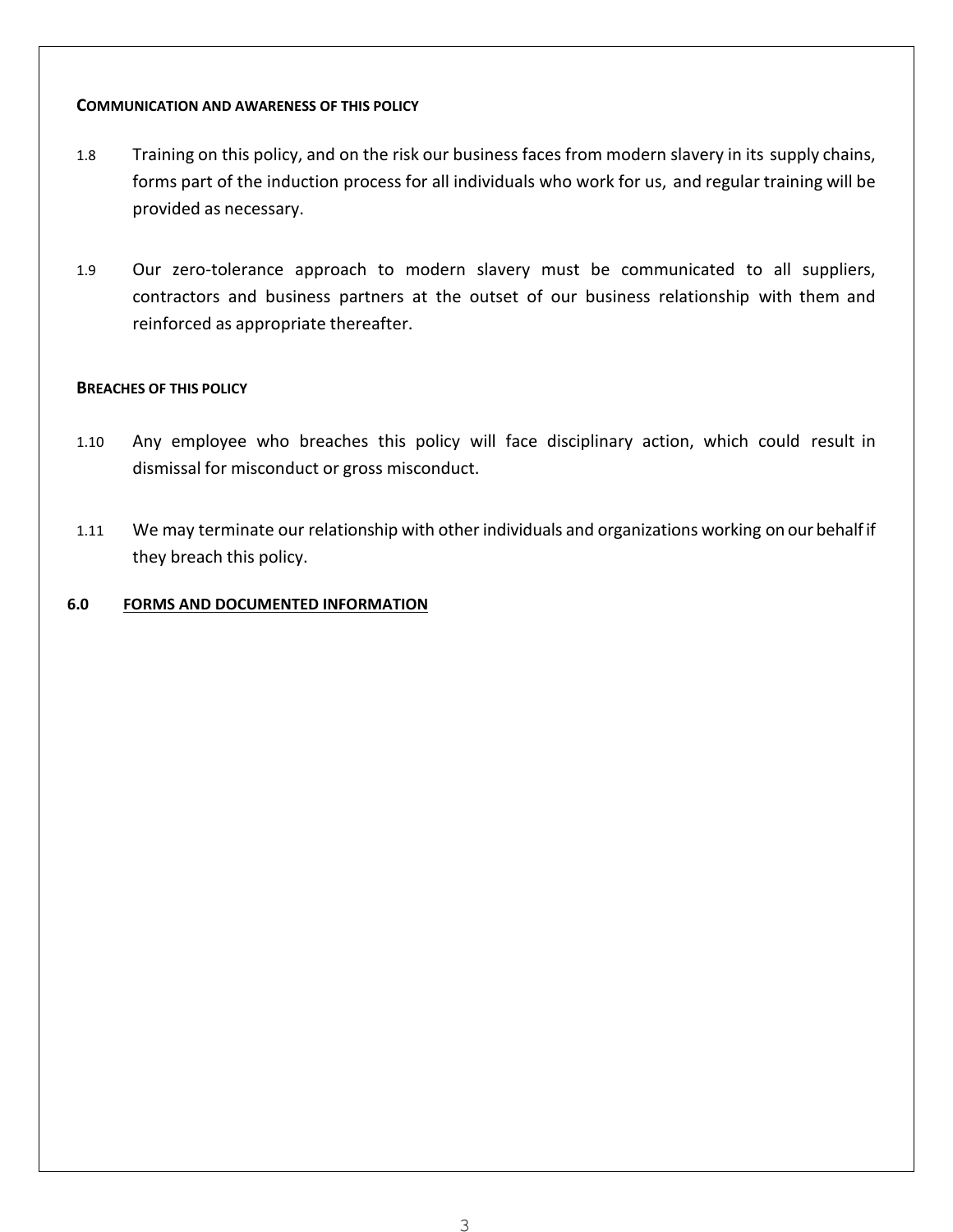**COMMUNICATION AND AWARENESS OF THIS POLICY**

1.8 Training on this policy, and on the risk our business faces from modern slavery in its supply chains, forms part of the induction process for all individuals who work for us, and regular training will be provided as necessary.

1.9 Our zero-tolerance approach to modern slavery must be communicated to all suppliers, contractors and business partners at the outset of our business relationship with them and reinforced as appropriate thereafter.

**BREACHES OF THIS POLICY**

1.10 Any employee who breaches this policy will face disciplinary action, which could result in dismissal for misconduct or gross misconduct.

1.11 We may terminate our relationship with other individuals and organizations working on our behalf if they breach this policy.

## 6.0 FORMS AND DOCUMENTED INFORMATION